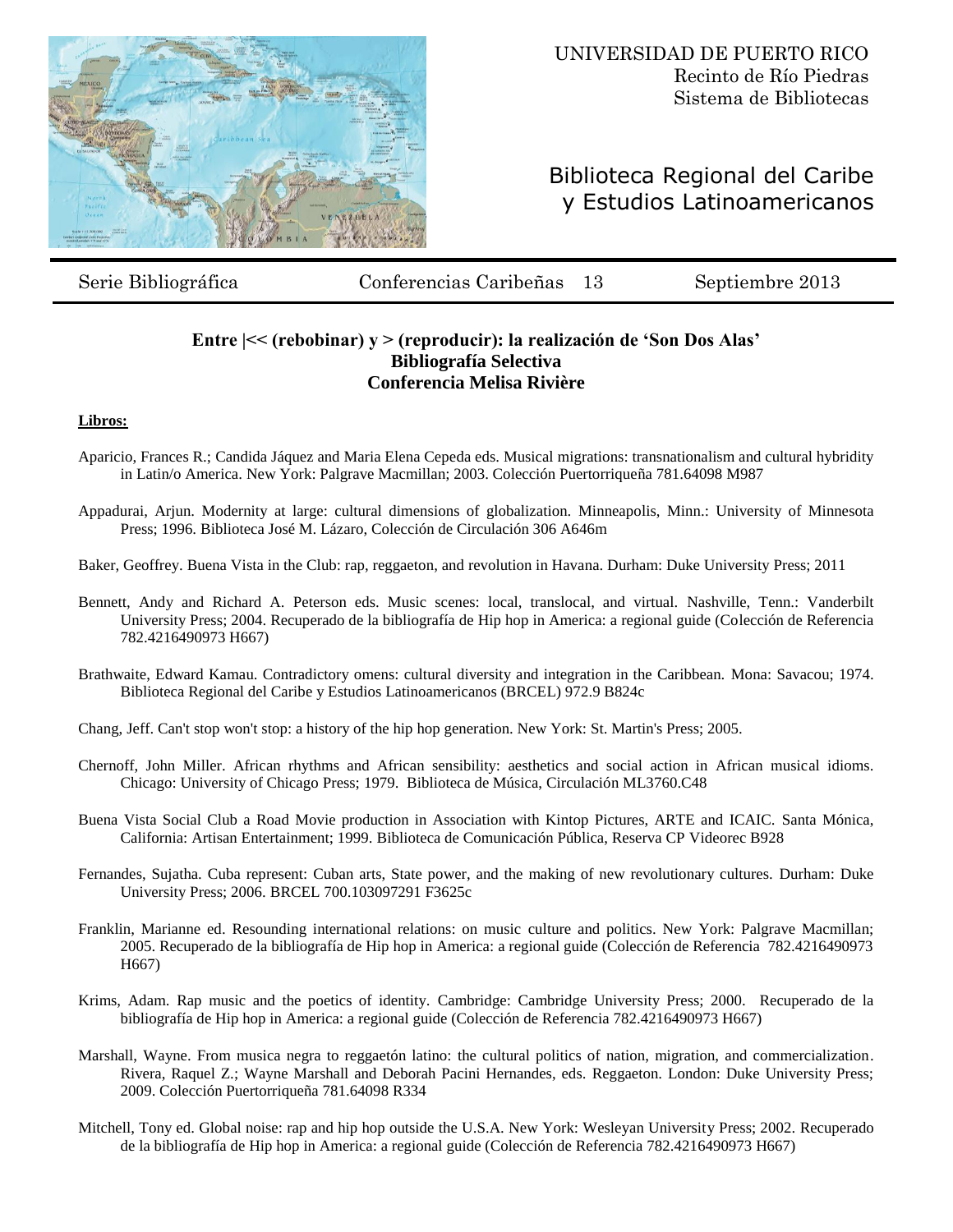UNIVERSIDAD DE PUERTO RICO
Recinto de Río Piedras
Sistema de Bibliotecas

Biblioteca Regional del Caribe y Estudios Latinoamericanos

Serie Bibliográfica | Conferencias Caribeñas 13 | Septiembre 2013

**Entre |<< (rebobinar) y > (reproducir): la realización de 'Son Dos Alas'**
**Bibliografía Selectiva**
**Conferencia Melisa Rivière**

**Libros:**

Aparicio, Frances R.; Candida Jáquez and Maria Elena Cepeda eds. Musical migrations: transnationalism and cultural hybridity in Latin/o America. New York: Palgrave Macmillan; 2003. Colección Puertorriqueña 781.64098 M987

Appadurai, Arjun. Modernity at large: cultural dimensions of globalization. Minneapolis, Minn.: University of Minnesota Press; 1996. Biblioteca José M. Lázaro, Colección de Circulación 306 A646m

Baker, Geoffrey. Buena Vista in the Club: rap, reggaeton, and revolution in Havana. Durham: Duke University Press; 2011

Bennett, Andy and Richard A. Peterson eds. Music scenes: local, translocal, and virtual. Nashville, Tenn.: Vanderbilt University Press; 2004. Recuperado de la bibliografía de Hip hop in America: a regional guide (Colección de Referencia 782.4216490973 H667)

Brathwaite, Edward Kamau. Contradictory omens: cultural diversity and integration in the Caribbean. Mona: Savacou; 1974. Biblioteca Regional del Caribe y Estudios Latinoamericanos (BRCEL) 972.9 B824c

Chang, Jeff. Can't stop won't stop: a history of the hip hop generation. New York: St. Martin's Press; 2005.

Chernoff, John Miller. African rhythms and African sensibility: aesthetics and social action in African musical idioms. Chicago: University of Chicago Press; 1979. Biblioteca de Música, Circulación ML3760.C48

Buena Vista Social Club a Road Movie production in Association with Kintop Pictures, ARTE and ICAIC. Santa Mónica, California: Artisan Entertainment; 1999. Biblioteca de Comunicación Pública, Reserva CP Videorec B928

Fernandes, Sujatha. Cuba represent: Cuban arts, State power, and the making of new revolutionary cultures. Durham: Duke University Press; 2006. BRCEL 700.103097291 F3625c

Franklin, Marianne ed. Resounding international relations: on music culture and politics. New York: Palgrave Macmillan; 2005. Recuperado de la bibliografía de Hip hop in America: a regional guide (Colección de Referencia 782.4216490973 H667)

Krims, Adam. Rap music and the poetics of identity. Cambridge: Cambridge University Press; 2000. Recuperado de la bibliografía de Hip hop in America: a regional guide (Colección de Referencia 782.4216490973 H667)

Marshall, Wayne. From musica negra to reggaetón latino: the cultural politics of nation, migration, and commercialization. Rivera, Raquel Z.; Wayne Marshall and Deborah Pacini Hernandes, eds. Reggaeton. London: Duke University Press; 2009. Colección Puertorriqueña 781.64098 R334

Mitchell, Tony ed. Global noise: rap and hip hop outside the U.S.A. New York: Wesleyan University Press; 2002. Recuperado de la bibliografía de Hip hop in America: a regional guide (Colección de Referencia 782.4216490973 H667)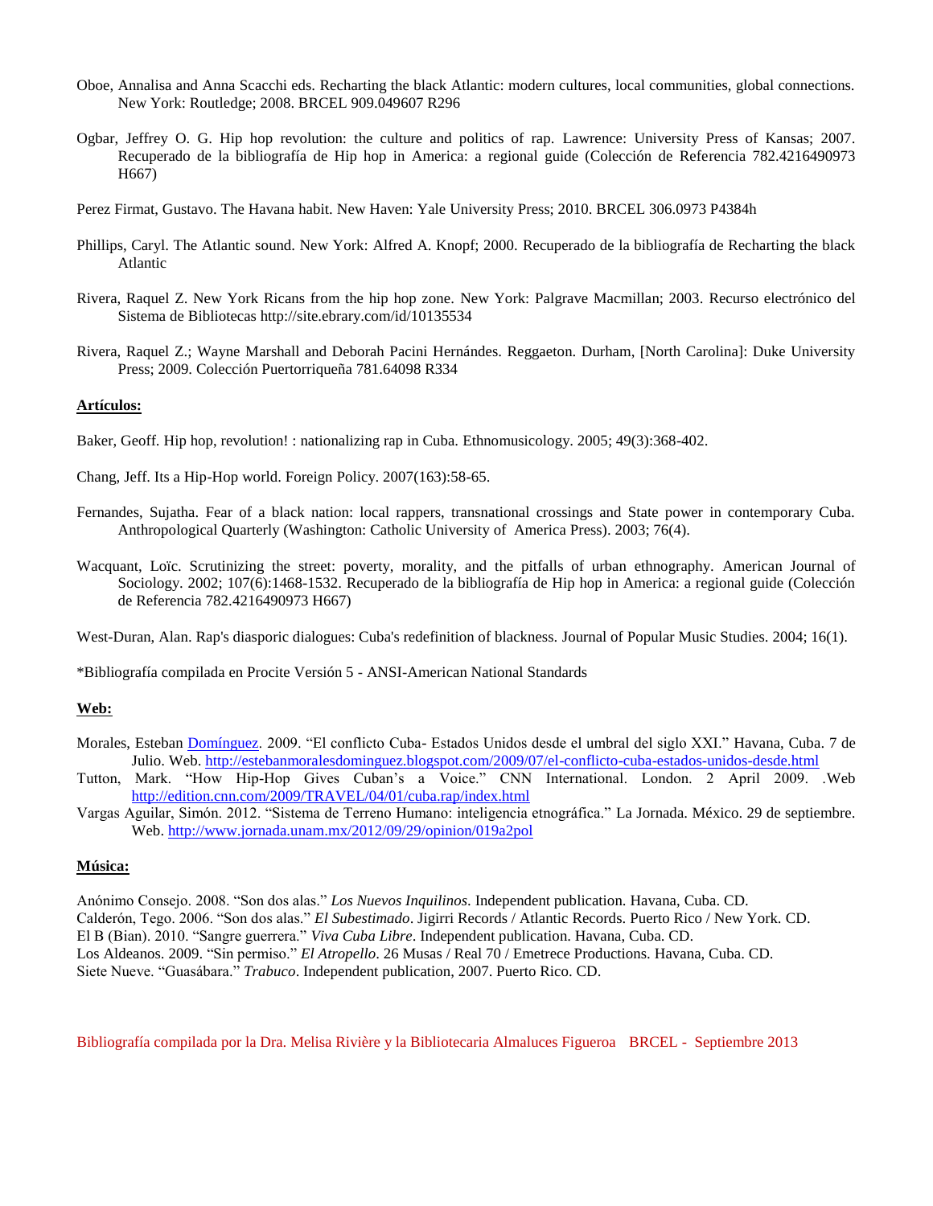Oboe, Annalisa and Anna Scacchi eds. Recharting the black Atlantic: modern cultures, local communities, global connections. New York: Routledge; 2008. BRCEL 909.049607 R296

Ogbar, Jeffrey O. G. Hip hop revolution: the culture and politics of rap. Lawrence: University Press of Kansas; 2007. Recuperado de la bibliografía de Hip hop in America: a regional guide (Colección de Referencia 782.4216490973 H667)

Perez Firmat, Gustavo. The Havana habit. New Haven: Yale University Press; 2010. BRCEL 306.0973 P4384h

Phillips, Caryl. The Atlantic sound. New York: Alfred A. Knopf; 2000. Recuperado de la bibliografía de Recharting the black Atlantic

Rivera, Raquel Z. New York Ricans from the hip hop zone. New York: Palgrave Macmillan; 2003. Recurso electrónico del Sistema de Bibliotecas http://site.ebrary.com/id/10135534

Rivera, Raquel Z.; Wayne Marshall and Deborah Pacini Hernándes. Reggaeton. Durham, [North Carolina]: Duke University Press; 2009. Colección Puertorriqueña 781.64098 R334

**Artículos:**

Baker, Geoff. Hip hop, revolution! : nationalizing rap in Cuba. Ethnomusicology. 2005; 49(3):368-402.

Chang, Jeff. Its a Hip-Hop world. Foreign Policy. 2007(163):58-65.

Fernandes, Sujatha. Fear of a black nation: local rappers, transnational crossings and State power in contemporary Cuba. Anthropological Quarterly (Washington: Catholic University of America Press). 2003; 76(4).

Wacquant, Loïc. Scrutinizing the street: poverty, morality, and the pitfalls of urban ethnography. American Journal of Sociology. 2002; 107(6):1468-1532. Recuperado de la bibliografía de Hip hop in America: a regional guide (Colección de Referencia 782.4216490973 H667)

West-Duran, Alan. Rap's diasporic dialogues: Cuba's redefinition of blackness. Journal of Popular Music Studies. 2004; 16(1).

*Bibliografía compilada en Procite Versión 5 - ANSI-American National Standards

**Web:**

Morales, Esteban Domínguez. 2009. "El conflicto Cuba- Estados Unidos desde el umbral del siglo XXI." Havana, Cuba. 7 de Julio. Web. http://estebanmoralesdominguez.blogspot.com/2009/07/el-conflicto-cuba-estados-unidos-desde.html

Tutton, Mark. "How Hip-Hop Gives Cuban's a Voice." CNN International. London. 2 April 2009. .Web http://edition.cnn.com/2009/TRAVEL/04/01/cuba.rap/index.html

Vargas Aguilar, Simón. 2012. "Sistema de Terreno Humano: inteligencia etnográfica." La Jornada. México. 29 de septiembre. Web. http://www.jornada.unam.mx/2012/09/29/opinion/019a2pol

**Música:**

Anónimo Consejo. 2008. "Son dos alas." *Los Nuevos Inquilinos*. Independent publication. Havana, Cuba. CD.
Calderón, Tego. 2006. "Son dos alas." *El Subestimado*. Jigirri Records / Atlantic Records. Puerto Rico / New York. CD.
El B (Bian). 2010. "Sangre guerrera." *Viva Cuba Libre*. Independent publication. Havana, Cuba. CD.
Los Aldeanos. 2009. "Sin permiso." *El Atropello*. 26 Musas / Real 70 / Emetrece Productions. Havana, Cuba. CD.
Siete Nueve. "Guasábara." *Trabuco*. Independent publication, 2007. Puerto Rico. CD.

Bibliografía compilada por la Dra. Melisa Rivière y la Bibliotecaria Almaluces Figueroa BRCEL - Septiembre 2013